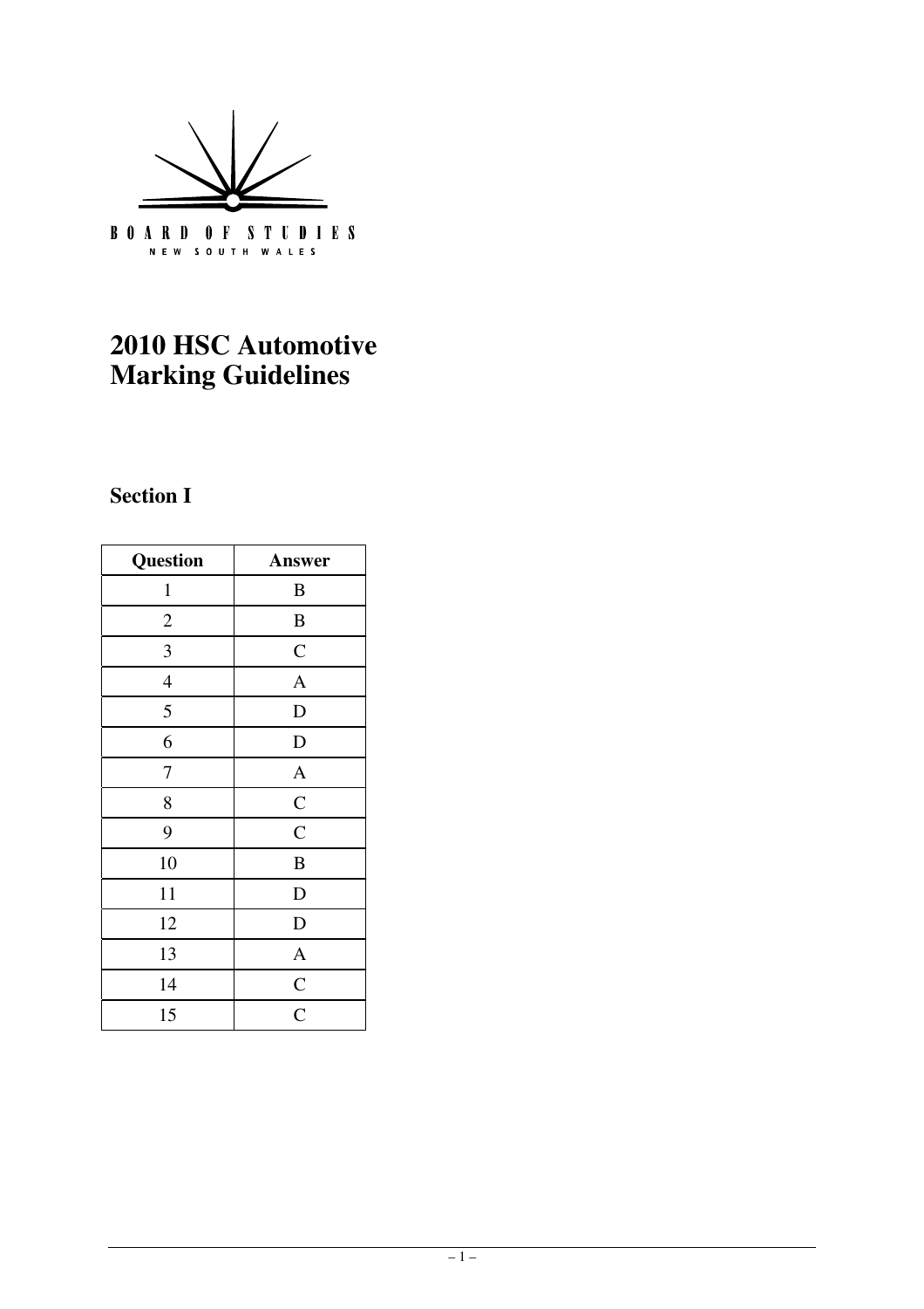BOARD OF STUDIES

NEW SOUTH WALES

# 2010 HSC Automotive Marking Guidelines

## Section I

| Question | Answer |
|---|---|
| 1 | B |
| 2 | B |
| 3 | C |
| 4 | A |
| 5 | D |
| 6 | D |
| 7 | A |
| 8 | C |
| 9 | C |
| 10 | B |
| 11 | D |
| 12 | D |
| 13 | A |
| 14 | C |
| 15 | C |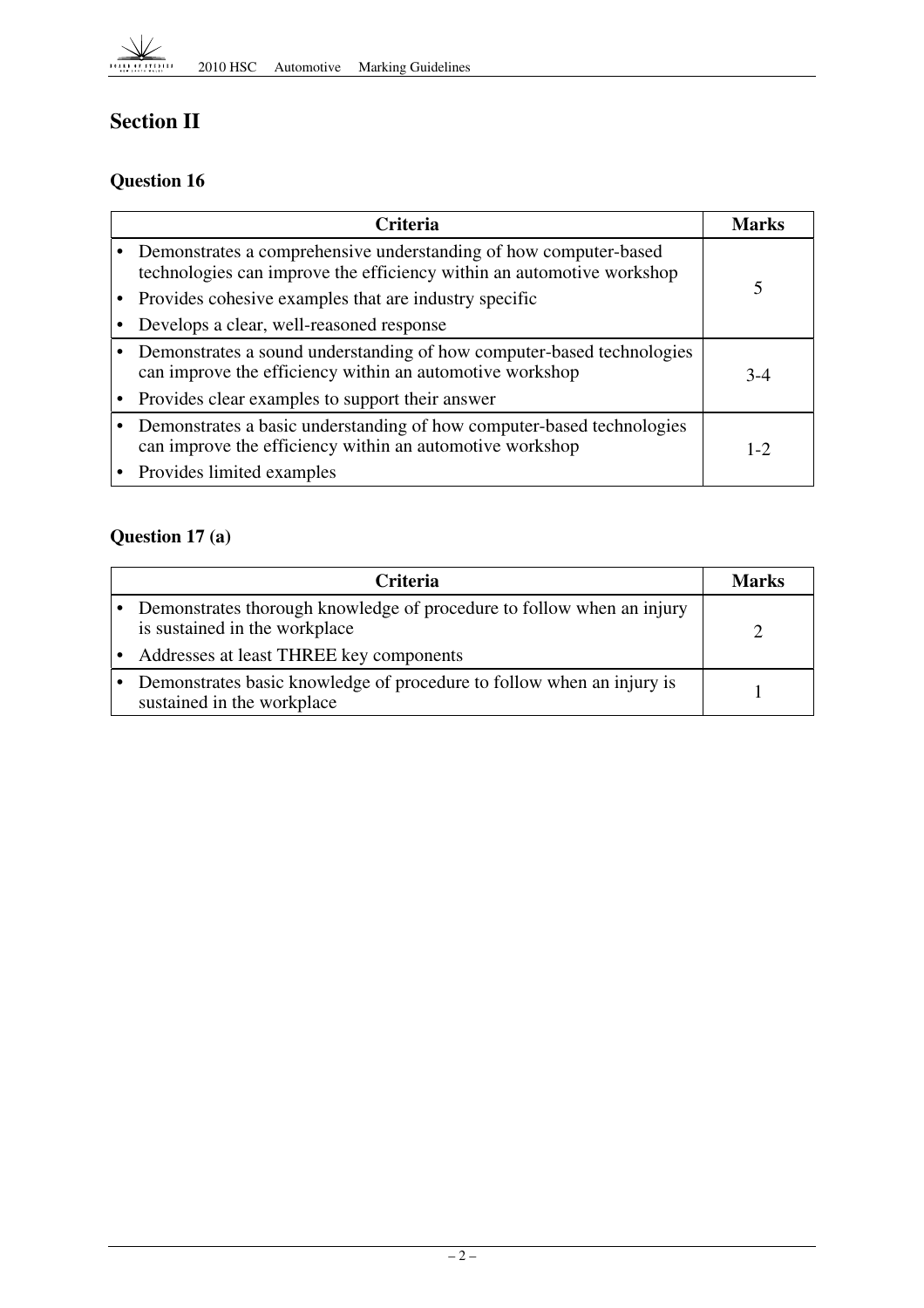## Section II

### Question 16

| Criteria | Marks |
| --- | --- |
| • Demonstrates a comprehensive understanding of how computer-based technologies can improve the efficiency within an automotive workshop<br>• Provides cohesive examples that are industry specific<br>• Develops a clear, well-reasoned response | 5 |
| • Demonstrates a sound understanding of how computer-based technologies can improve the efficiency within an automotive workshop<br>• Provides clear examples to support their answer | 3-4 |
| • Demonstrates a basic understanding of how computer-based technologies can improve the efficiency within an automotive workshop<br>• Provides limited examples | 1-2 |

### Question 17 (a)

| Criteria | Marks |
| --- | --- |
| • Demonstrates thorough knowledge of procedure to follow when an injury is sustained in the workplace<br>• Addresses at least THREE key components | 2 |
| • Demonstrates basic knowledge of procedure to follow when an injury is sustained in the workplace | 1 |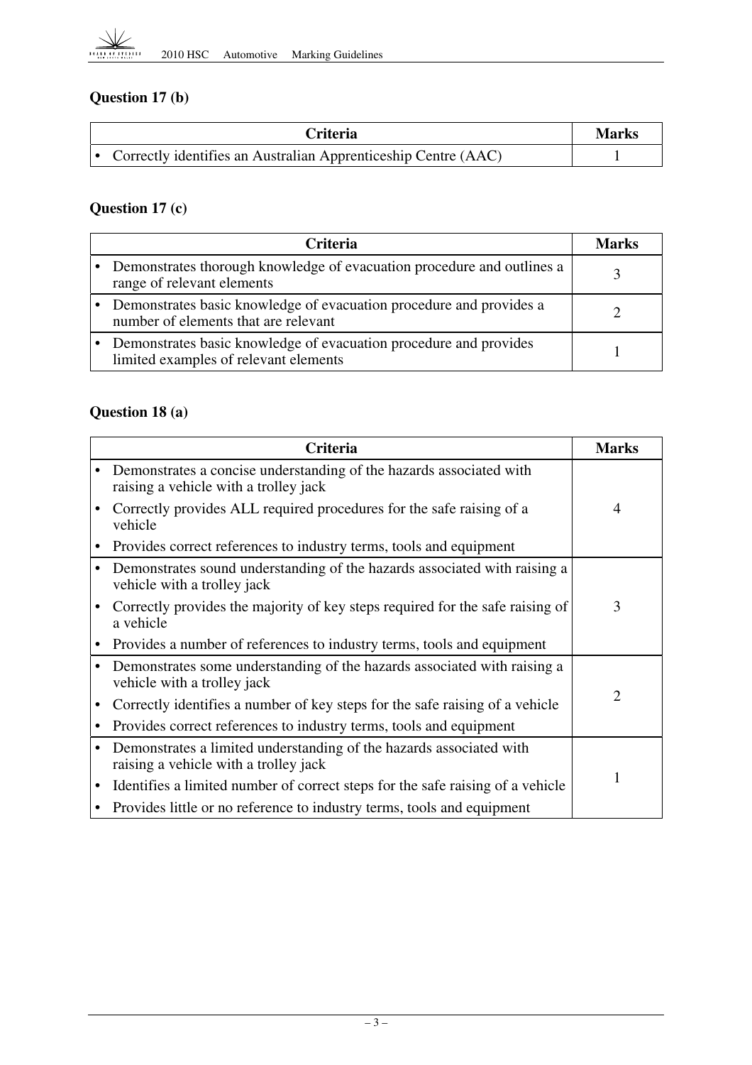### Question 17 (b)

| Criteria | Marks |
|---|---|
| • Correctly identifies an Australian Apprenticeship Centre (AAC) | 1 |

### Question 17 (c)

| Criteria | Marks |
|---|---|
| • Demonstrates thorough knowledge of evacuation procedure and outlines a range of relevant elements | 3 |
| • Demonstrates basic knowledge of evacuation procedure and provides a number of elements that are relevant | 2 |
| • Demonstrates basic knowledge of evacuation procedure and provides limited examples of relevant elements | 1 |

### Question 18 (a)

| Criteria | Marks |
|---|---|
| • Demonstrates a concise understanding of the hazards associated with raising a vehicle with a trolley jack<br>• Correctly provides ALL required procedures for the safe raising of a vehicle<br>• Provides correct references to industry terms, tools and equipment | 4 |
| • Demonstrates sound understanding of the hazards associated with raising a vehicle with a trolley jack<br>• Correctly provides the majority of key steps required for the safe raising of a vehicle<br>• Provides a number of references to industry terms, tools and equipment | 3 |
| • Demonstrates some understanding of the hazards associated with raising a vehicle with a trolley jack<br>• Correctly identifies a number of key steps for the safe raising of a vehicle<br>• Provides correct references to industry terms, tools and equipment | 2 |
| • Demonstrates a limited understanding of the hazards associated with raising a vehicle with a trolley jack<br>• Identifies a limited number of correct steps for the safe raising of a vehicle<br>• Provides little or no reference to industry terms, tools and equipment | 1 |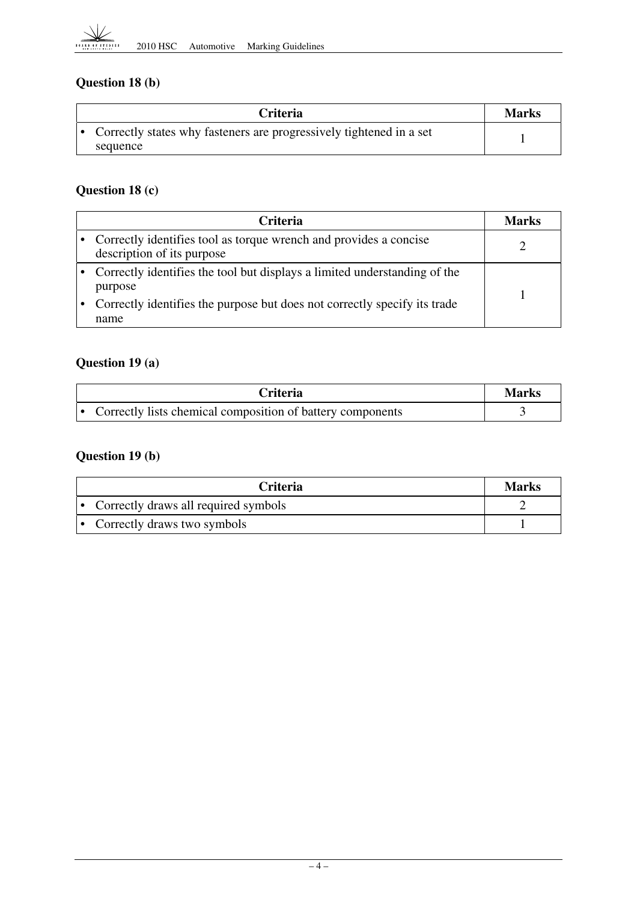### Question 18 (b)

| Criteria | Marks |
|---|---|
| • Correctly states why fasteners are progressively tightened in a set sequence | 1 |

### Question 18 (c)

| Criteria | Marks |
|---|---|
| • Correctly identifies tool as torque wrench and provides a concise description of its purpose | 2 |
| • Correctly identifies the tool but displays a limited understanding of the purpose<br>• Correctly identifies the purpose but does not correctly specify its trade name | 1 |

### Question 19 (a)

| Criteria | Marks |
|---|---|
| • Correctly lists chemical composition of battery components | 3 |

### Question 19 (b)

| Criteria | Marks |
|---|---|
| • Correctly draws all required symbols | 2 |
| • Correctly draws two symbols | 1 |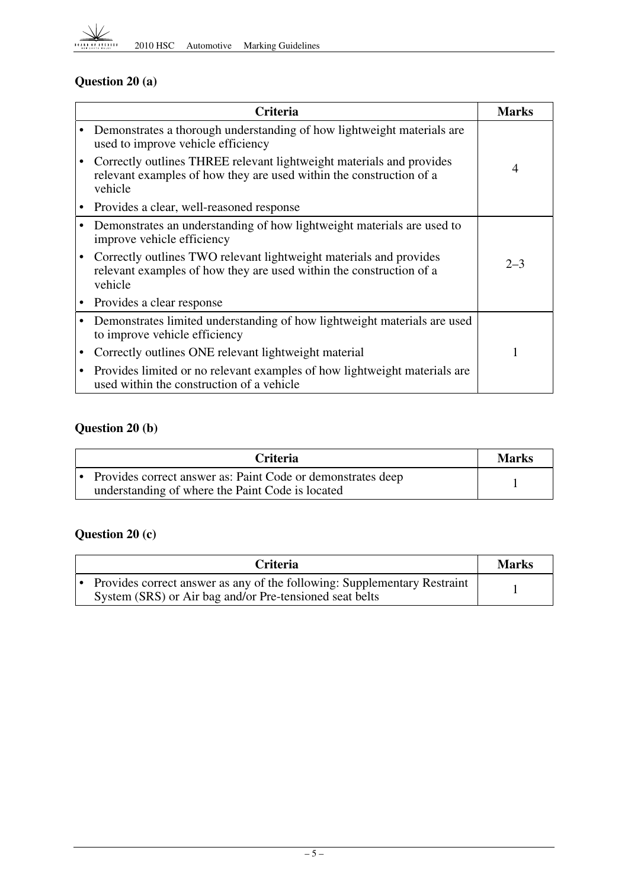### Question 20 (a)

| Criteria | Marks |
|---|---|
| • Demonstrates a thorough understanding of how lightweight materials are used to improve vehicle efficiency<br>• Correctly outlines THREE relevant lightweight materials and provides relevant examples of how they are used within the construction of a vehicle<br>• Provides a clear, well-reasoned response | 4 |
| • Demonstrates an understanding of how lightweight materials are used to improve vehicle efficiency<br>• Correctly outlines TWO relevant lightweight materials and provides relevant examples of how they are used within the construction of a vehicle<br>• Provides a clear response | 2–3 |
| • Demonstrates limited understanding of how lightweight materials are used to improve vehicle efficiency<br>• Correctly outlines ONE relevant lightweight material<br>• Provides limited or no relevant examples of how lightweight materials are used within the construction of a vehicle | 1 |

### Question 20 (b)

| Criteria | Marks |
|---|---|
| • Provides correct answer as: Paint Code or demonstrates deep understanding of where the Paint Code is located | 1 |

### Question 20 (c)

| Criteria | Marks |
|---|---|
| • Provides correct answer as any of the following: Supplementary Restraint System (SRS) or Air bag and/or Pre-tensioned seat belts | 1 |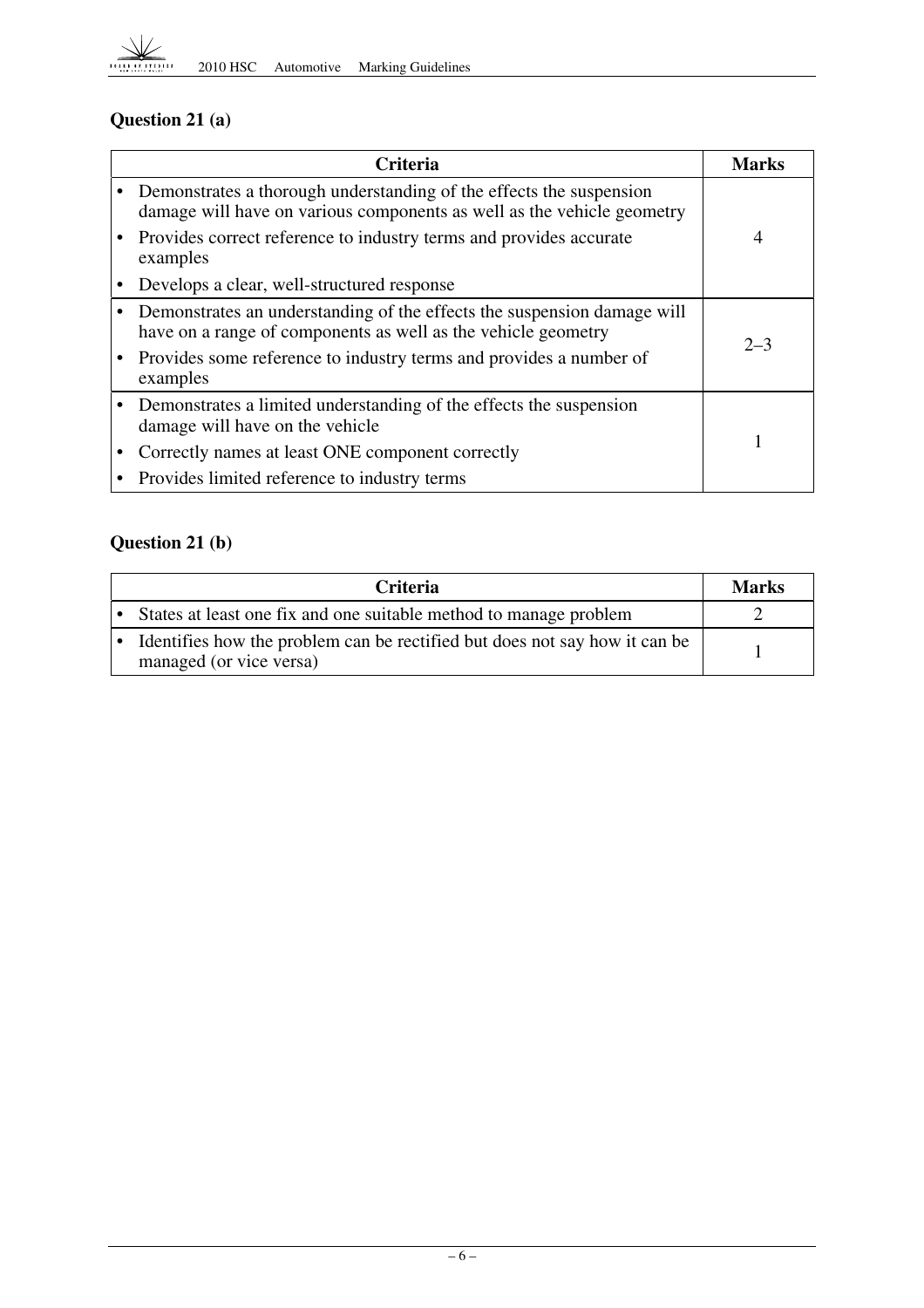## Question 21 (a)

| Criteria | Marks |
|---|---|
| • Demonstrates a thorough understanding of the effects the suspension damage will have on various components as well as the vehicle geometry<br>• Provides correct reference to industry terms and provides accurate examples<br>• Develops a clear, well-structured response | 4 |
| • Demonstrates an understanding of the effects the suspension damage will have on a range of components as well as the vehicle geometry<br>• Provides some reference to industry terms and provides a number of examples | 2–3 |
| • Demonstrates a limited understanding of the effects the suspension damage will have on the vehicle<br>• Correctly names at least ONE component correctly<br>• Provides limited reference to industry terms | 1 |

## Question 21 (b)

| Criteria | Marks |
|---|---|
| • States at least one fix and one suitable method to manage problem | 2 |
| • Identifies how the problem can be rectified but does not say how it can be managed (or vice versa) | 1 |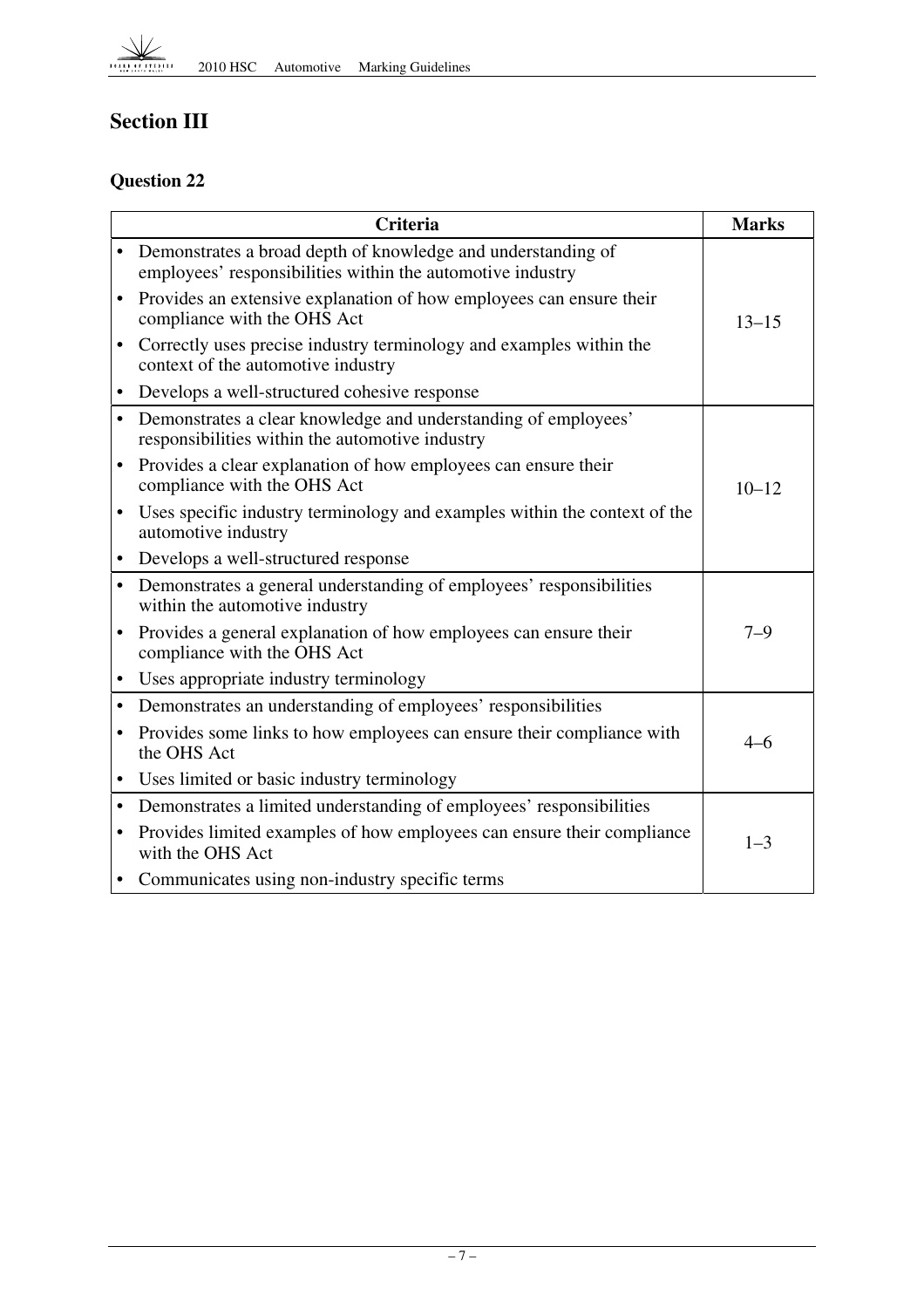## Section III

### Question 22

| Criteria | Marks |
|---|---|
| • Demonstrates a broad depth of knowledge and understanding of employees' responsibilities within the automotive industry<br>• Provides an extensive explanation of how employees can ensure their compliance with the OHS Act<br>• Correctly uses precise industry terminology and examples within the context of the automotive industry<br>• Develops a well-structured cohesive response | 13–15 |
| • Demonstrates a clear knowledge and understanding of employees' responsibilities within the automotive industry<br>• Provides a clear explanation of how employees can ensure their compliance with the OHS Act<br>• Uses specific industry terminology and examples within the context of the automotive industry<br>• Develops a well-structured response | 10–12 |
| • Demonstrates a general understanding of employees' responsibilities within the automotive industry<br>• Provides a general explanation of how employees can ensure their compliance with the OHS Act<br>• Uses appropriate industry terminology | 7–9 |
| • Demonstrates an understanding of employees' responsibilities<br>• Provides some links to how employees can ensure their compliance with the OHS Act<br>• Uses limited or basic industry terminology | 4–6 |
| • Demonstrates a limited understanding of employees' responsibilities<br>• Provides limited examples of how employees can ensure their compliance with the OHS Act<br>• Communicates using non-industry specific terms | 1–3 |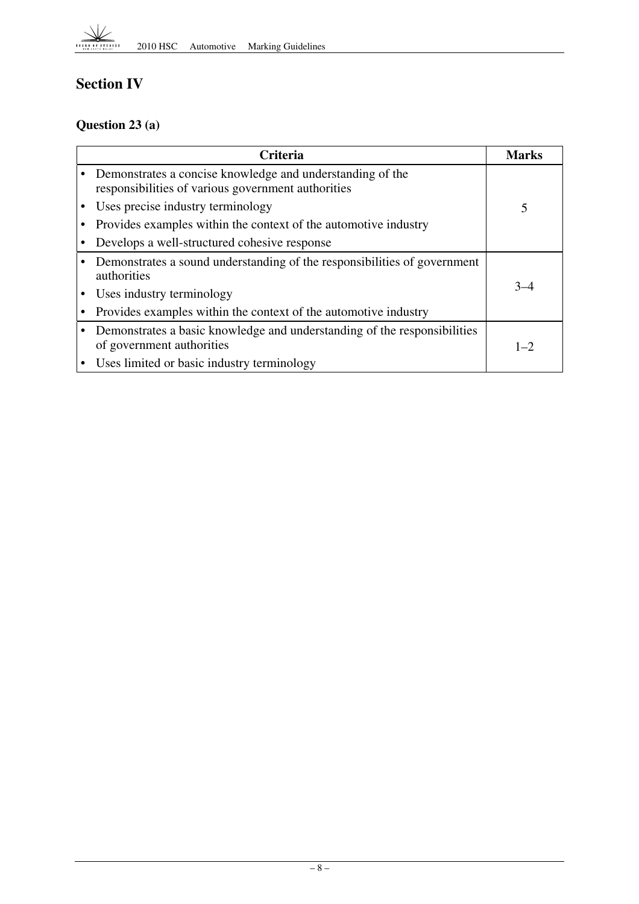## Section IV

### Question 23 (a)

| Criteria | Marks |
|---|---|
| • Demonstrates a concise knowledge and understanding of the responsibilities of various government authorities<br>• Uses precise industry terminology<br>• Provides examples within the context of the automotive industry<br>• Develops a well-structured cohesive response | 5 |
| • Demonstrates a sound understanding of the responsibilities of government authorities<br>• Uses industry terminology<br>• Provides examples within the context of the automotive industry | 3–4 |
| • Demonstrates a basic knowledge and understanding of the responsibilities of government authorities<br>• Uses limited or basic industry terminology | 1–2 |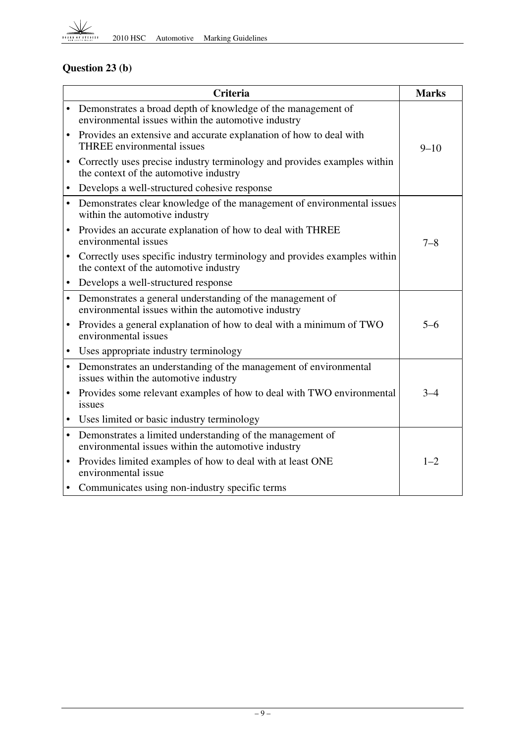## Question 23 (b)

| Criteria | Marks |
|---|---|
| • Demonstrates a broad depth of knowledge of the management of environmental issues within the automotive industry<br>• Provides an extensive and accurate explanation of how to deal with THREE environmental issues<br>• Correctly uses precise industry terminology and provides examples within the context of the automotive industry<br>• Develops a well-structured cohesive response | 9–10 |
| • Demonstrates clear knowledge of the management of environmental issues within the automotive industry<br>• Provides an accurate explanation of how to deal with THREE environmental issues<br>• Correctly uses specific industry terminology and provides examples within the context of the automotive industry<br>• Develops a well-structured response | 7–8 |
| • Demonstrates a general understanding of the management of environmental issues within the automotive industry<br>• Provides a general explanation of how to deal with a minimum of TWO environmental issues<br>• Uses appropriate industry terminology | 5–6 |
| • Demonstrates an understanding of the management of environmental issues within the automotive industry<br>• Provides some relevant examples of how to deal with TWO environmental issues<br>• Uses limited or basic industry terminology | 3–4 |
| • Demonstrates a limited understanding of the management of environmental issues within the automotive industry<br>• Provides limited examples of how to deal with at least ONE environmental issue<br>• Communicates using non-industry specific terms | 1–2 |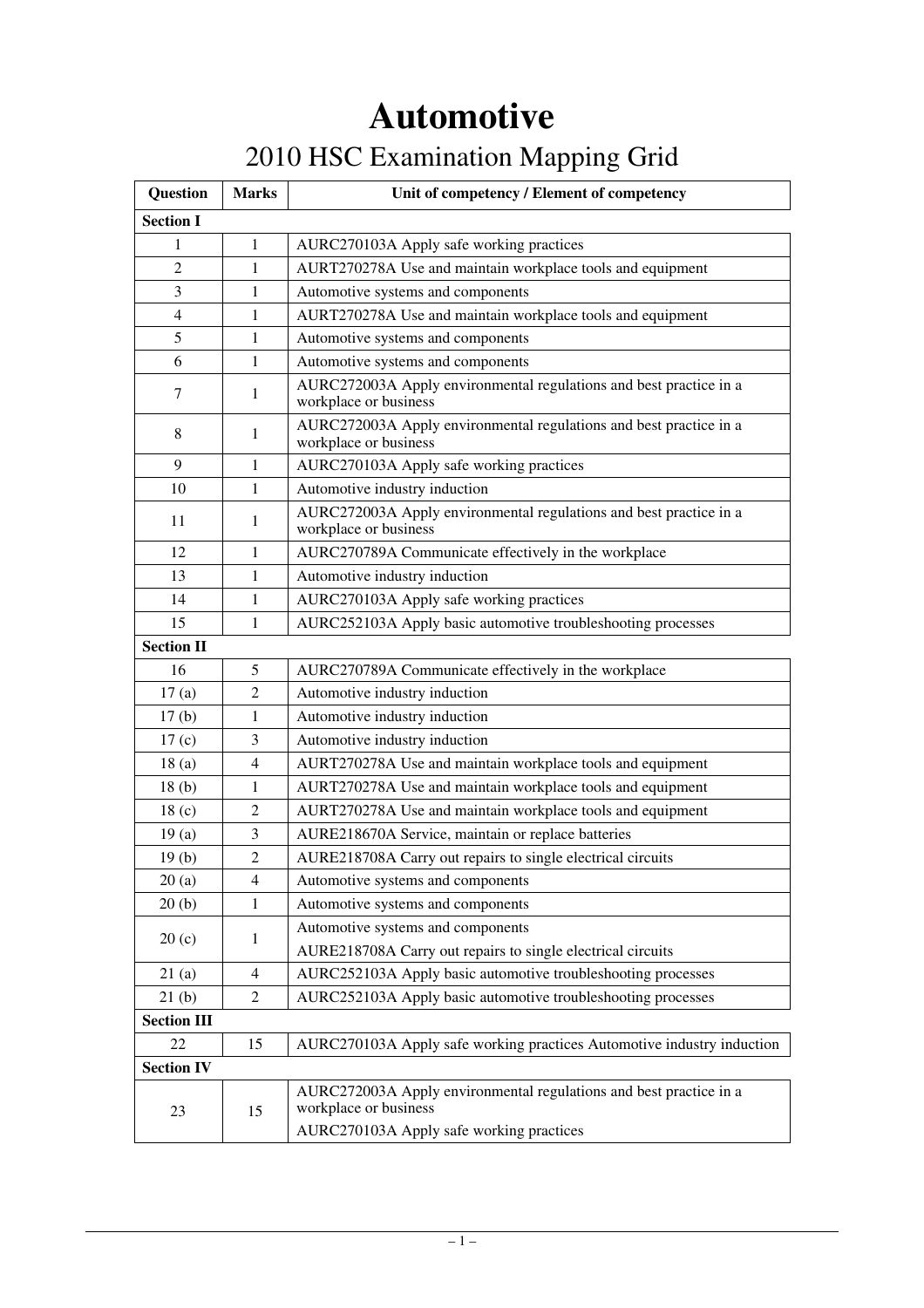# Automotive

## 2010 HSC Examination Mapping Grid

| Question | Marks | Unit of competency / Element of competency |
|---|---|---|
| **Section I** | | |
| 1 | 1 | AURC270103A Apply safe working practices |
| 2 | 1 | AURT270278A Use and maintain workplace tools and equipment |
| 3 | 1 | Automotive systems and components |
| 4 | 1 | AURT270278A Use and maintain workplace tools and equipment |
| 5 | 1 | Automotive systems and components |
| 6 | 1 | Automotive systems and components |
| 7 | 1 | AURC272003A Apply environmental regulations and best practice in a workplace or business |
| 8 | 1 | AURC272003A Apply environmental regulations and best practice in a workplace or business |
| 9 | 1 | AURC270103A Apply safe working practices |
| 10 | 1 | Automotive industry induction |
| 11 | 1 | AURC272003A Apply environmental regulations and best practice in a workplace or business |
| 12 | 1 | AURC270789A Communicate effectively in the workplace |
| 13 | 1 | Automotive industry induction |
| 14 | 1 | AURC270103A Apply safe working practices |
| 15 | 1 | AURC252103A Apply basic automotive troubleshooting processes |
| **Section II** | | |
| 16 | 5 | AURC270789A Communicate effectively in the workplace |
| 17 (a) | 2 | Automotive industry induction |
| 17 (b) | 1 | Automotive industry induction |
| 17 (c) | 3 | Automotive industry induction |
| 18 (a) | 4 | AURT270278A Use and maintain workplace tools and equipment |
| 18 (b) | 1 | AURT270278A Use and maintain workplace tools and equipment |
| 18 (c) | 2 | AURT270278A Use and maintain workplace tools and equipment |
| 19 (a) | 3 | AURE218670A Service, maintain or replace batteries |
| 19 (b) | 2 | AURE218708A Carry out repairs to single electrical circuits |
| 20 (a) | 4 | Automotive systems and components |
| 20 (b) | 1 | Automotive systems and components |
| 20 (c) | 1 | Automotive systems and components<br>AURE218708A Carry out repairs to single electrical circuits |
| 21 (a) | 4 | AURC252103A Apply basic automotive troubleshooting processes |
| 21 (b) | 2 | AURC252103A Apply basic automotive troubleshooting processes |
| **Section III** | | |
| 22 | 15 | AURC270103A Apply safe working practices Automotive industry induction |
| **Section IV** | | |
| 23 | 15 | AURC272003A Apply environmental regulations and best practice in a workplace or business<br>AURC270103A Apply safe working practices |